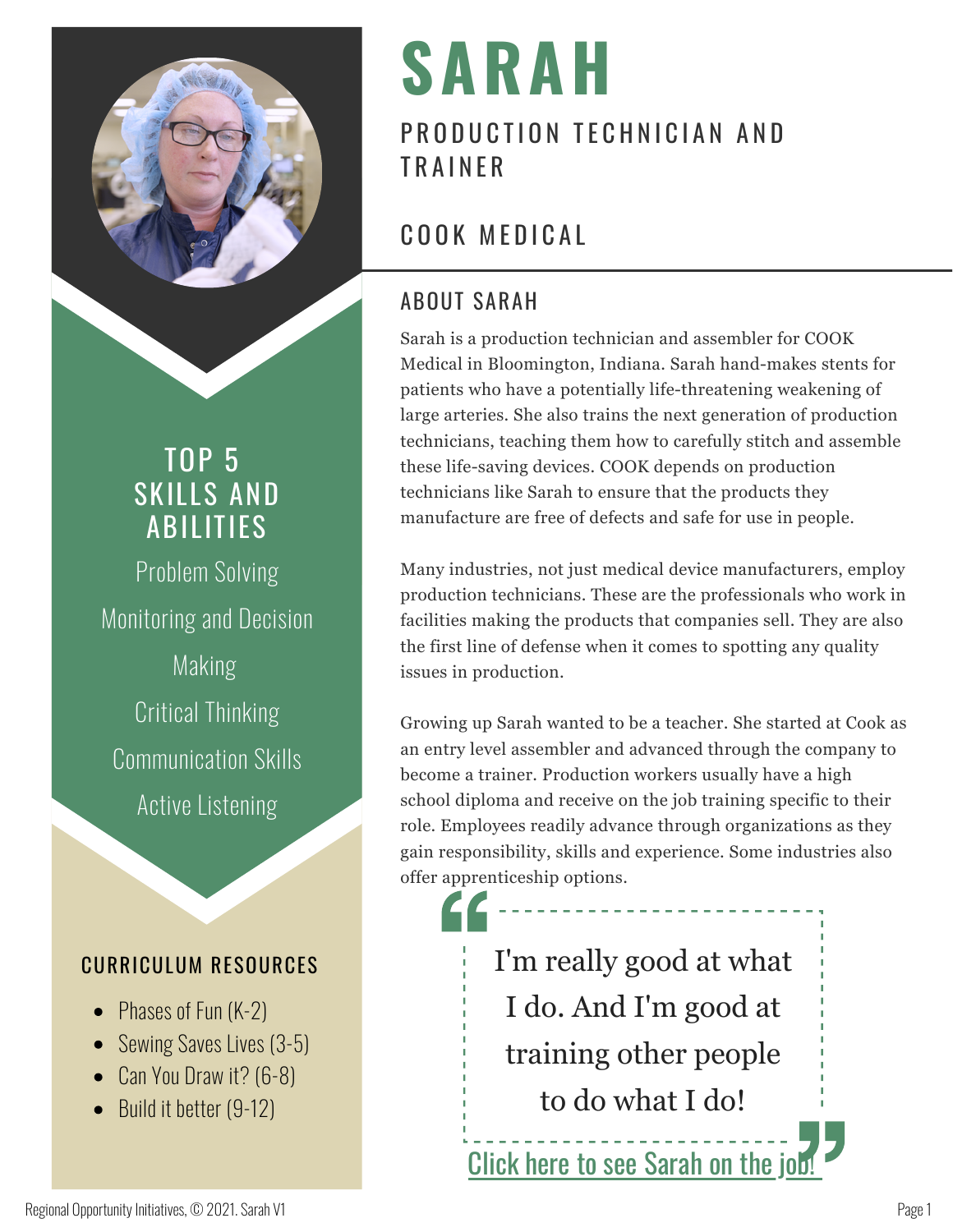# SARAH

## PRODUCTION TECHNICIAN AND TRAINER

## COOK MEDICAL

### ABOUT SARAH

Sarah is a production technician and assembler for COOK Medical in Bloomington, Indiana. Sarah hand-makes stents for patients who have a potentially life-threatening weakening of large arteries. She also trains the next generation of production technicians, teaching them how to carefully stitch and assemble these life-saving devices. COOK depends on production technicians like Sarah to ensure that the products they manufacture are free of defects and safe for use in people.

Many industries, not just medical device manufacturers, employ production technicians. These are the professionals who work in facilities making the products that companies sell. They are also the first line of defense when it comes to spotting any quality issues in production.

Growing up Sarah wanted to be a teacher. She started at Cook as an entry level assembler and advanced through the company to become a trainer. Production workers usually have a high school diploma and receive on the job training specific to their role. Employees readily advance through organizations as they gain responsibility, skills and experience. Some industries also offer apprenticeship options.

> "I'm really good at what I do. And I'm good at training other people to do what I do!"

Click here to see Sarah on the job!

### TOP 5 SKILLS AND ABILITIES

- Problem Solving
- Monitoring and Decision Making
- Critical Thinking
- Communication Skills
- Active Listening

### CURRICULUM RESOURCES

- Phases of Fun (K-2)
- Sewing Saves Lives (3-5)
- Can You Draw it? (6-8)
- Build it better (9-12)

Regional Opportunity Initiatives, © 2021. Sarah V1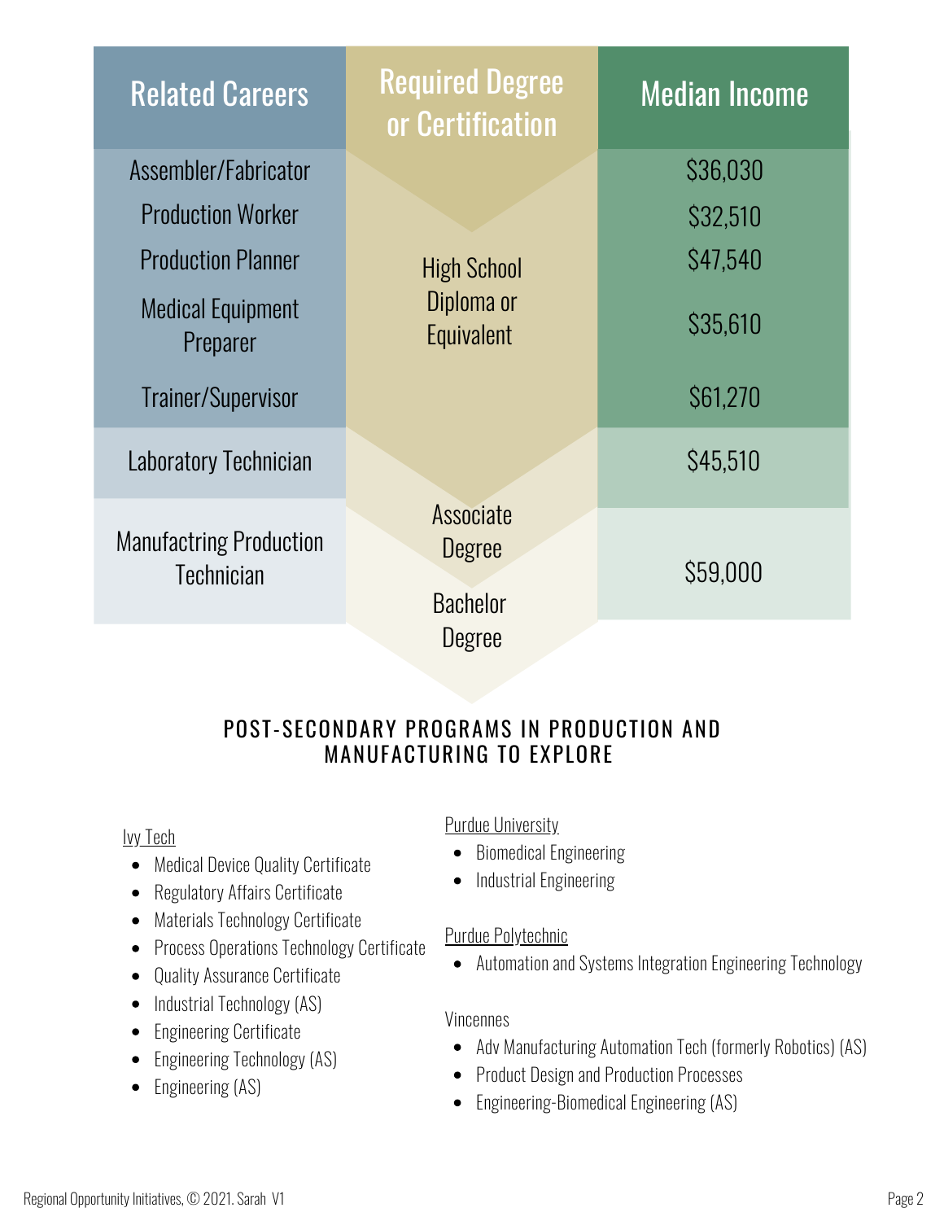| Related Careers | Required Degree or Certification | Median Income |
|---|---|---|
| Assembler/Fabricator | High School Diploma or Equivalent | $36,030 |
| Production Worker | High School Diploma or Equivalent | $32,510 |
| Production Planner | High School Diploma or Equivalent | $47,540 |
| Medical Equipment Preparer | High School Diploma or Equivalent | $35,610 |
| Trainer/Supervisor | High School Diploma or Equivalent | $61,270 |
| Laboratory Technician | Associate Degree | $45,510 |
| Manufactring Production Technician | Bachelor Degree | $59,000 |

## POST-SECONDARY PROGRAMS IN PRODUCTION AND MANUFACTURING TO EXPLORE

Ivy Tech

- Medical Device Quality Certificate
- Regulatory Affairs Certificate
- Materials Technology Certificate
- Process Operations Technology Certificate
- Quality Assurance Certificate
- Industrial Technology (AS)
- Engineering Certificate
- Engineering Technology (AS)
- Engineering (AS)

Purdue University

- Biomedical Engineering
- Industrial Engineering

Purdue Polytechnic

- Automation and Systems Integration Engineering Technology

Vincennes

- Adv Manufacturing Automation Tech (formerly Robotics) (AS)
- Product Design and Production Processes
- Engineering-Biomedical Engineering (AS)

Regional Opportunity Initiatives, © 2021. Sarah V1